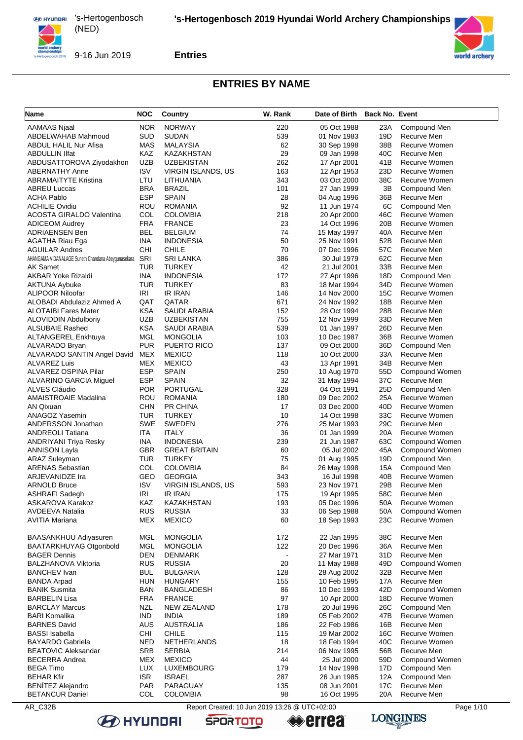# 's-Hertogenbosch 2019 Hyundai World Archery Championships

's-Hertogenbosch (NED)

9-16 Jun 2019

**Entries**

## ENTRIES BY NAME

| Name | NOC | Country | W. Rank | Date of Birth | Back No. | Event |
|---|---|---|---|---|---|---|
| AAMAAS Njaal | NOR | NORWAY | 220 | 05 Oct 1988 | 23A | Compound Men |
| ABDELWAHAB Mahmoud | SUD | SUDAN | 539 | 01 Nov 1983 | 19D | Recurve Men |
| ABDUL HALIL Nur Afisa | MAS | MALAYSIA | 62 | 30 Sep 1998 | 38B | Recurve Women |
| ABDULLIN Ilfat | KAZ | KAZAKHSTAN | 29 | 09 Jan 1998 | 40C | Recurve Men |
| ABDUSATTOROVA Ziyodakhon | UZB | UZBEKISTAN | 262 | 17 Apr 2001 | 41B | Recurve Women |
| ABERNATHY Anne | ISV | VIRGIN ISLANDS, US | 163 | 12 Apr 1953 | 23D | Recurve Women |
| ABRAMAITYTE Kristina | LTU | LITHUANIA | 343 | 03 Oct 2000 | 38C | Recurve Women |
| ABREU Luccas | BRA | BRAZIL | 101 | 27 Jan 1999 | 3B | Compound Men |
| ACHA Pablo | ESP | SPAIN | 28 | 04 Aug 1996 | 36B | Recurve Men |
| ACHILIE Ovidiu | ROU | ROMANIA | 92 | 11 Jun 1974 | 6C | Compound Men |
| ACOSTA GIRALDO Valentina | COL | COLOMBIA | 218 | 20 Apr 2000 | 46C | Recurve Women |
| ADICEOM Audrey | FRA | FRANCE | 23 | 14 Oct 1996 | 20B | Recurve Women |
| ADRIAENSEN Ben | BEL | BELGIUM | 74 | 15 May 1997 | 40A | Recurve Men |
| AGATHA Riau Ega | INA | INDONESIA | 50 | 25 Nov 1991 | 52B | Recurve Men |
| AGUILAR Andres | CHI | CHILE | 70 | 07 Dec 1996 | 57C | Recurve Men |
| AHANGAMA VIDANALAGE Suneth Chandana Abeygunasekara | SRI | SRI LANKA | 386 | 30 Jul 1979 | 62C | Recurve Men |
| AK Samet | TUR | TURKEY | 42 | 21 Jul 2001 | 33B | Recurve Men |
| AKBAR Yoke Rizaldi | INA | INDONESIA | 172 | 27 Apr 1996 | 18D | Compound Men |
| AKTUNA Aybuke | TUR | TURKEY | 83 | 18 Mar 1994 | 34D | Recurve Women |
| ALIPOOR Niloofar | IRI | IR IRAN | 146 | 14 Nov 2000 | 15C | Recurve Women |
| ALOBADI Abdulaziz Ahmed A | QAT | QATAR | 671 | 24 Nov 1992 | 18B | Recurve Men |
| ALOTAIBI Fares Mater | KSA | SAUDI ARABIA | 152 | 28 Oct 1994 | 28B | Recurve Men |
| ALOVIDDIN Abdulboriy | UZB | UZBEKISTAN | 755 | 12 Nov 1999 | 33D | Recurve Men |
| ALSUBAIE Rashed | KSA | SAUDI ARABIA | 539 | 01 Jan 1997 | 26D | Recurve Men |
| ALTANGEREL Enkhtuya | MGL | MONGOLIA | 103 | 10 Dec 1987 | 36B | Recurve Women |
| ALVARADO Bryan | PUR | PUERTO RICO | 137 | 09 Oct 2000 | 36D | Compound Men |
| ALVARADO SANTIN Angel David | MEX | MEXICO | 118 | 10 Oct 2000 | 33A | Recurve Men |
| ALVAREZ Luis | MEX | MEXICO | 43 | 13 Apr 1991 | 34B | Recurve Men |
| ALVAREZ OSPINA Pilar | ESP | SPAIN | 250 | 10 Aug 1970 | 55D | Compound Women |
| ALVARINO GARCIA Miguel | ESP | SPAIN | 32 | 31 May 1994 | 37C | Recurve Men |
| ALVES Cláudio | POR | PORTUGAL | 328 | 04 Oct 1991 | 25D | Compound Men |
| AMAISTROAIE Madalina | ROU | ROMANIA | 180 | 09 Dec 2002 | 25A | Recurve Women |
| AN Qixuan | CHN | PR CHINA | 17 | 03 Dec 2000 | 40D | Recurve Women |
| ANAGOZ Yasemin | TUR | TURKEY | 10 | 14 Oct 1998 | 33C | Recurve Women |
| ANDERSSON Jonathan | SWE | SWEDEN | 276 | 25 Mar 1993 | 29C | Recurve Men |
| ANDREOLI Tatiana | ITA | ITALY | 36 | 01 Jan 1999 | 20A | Recurve Women |
| ANDRIYANI Triya Resky | INA | INDONESIA | 239 | 21 Jun 1987 | 63C | Compound Women |
| ANNISON Layla | GBR | GREAT BRITAIN | 60 | 05 Jul 2002 | 45A | Compound Women |
| ARAZ Suleyman | TUR | TURKEY | 75 | 01 Aug 1995 | 19D | Compound Men |
| ARENAS Sebastian | COL | COLOMBIA | 84 | 26 May 1998 | 15A | Compound Men |
| ARJEVANIDZE Ira | GEO | GEORGIA | 343 | 16 Jul 1998 | 40B | Recurve Women |
| ARNOLD Bruce | ISV | VIRGIN ISLANDS, US | 593 | 23 Nov 1971 | 29B | Recurve Men |
| ASHRAFI Sadegh | IRI | IR IRAN | 175 | 19 Apr 1995 | 58C | Recurve Men |
| ASKAROVA Karakoz | KAZ | KAZAKHSTAN | 193 | 05 Dec 1996 | 50A | Recurve Women |
| AVDEEVA Natalia | RUS | RUSSIA | 33 | 06 Sep 1988 | 50A | Compound Women |
| AVITIA Mariana | MEX | MEXICO | 60 | 18 Sep 1993 | 23C | Recurve Women |
| BAASANKHUU Adiyasuren | MGL | MONGOLIA | 172 | 22 Jan 1995 | 38C | Recurve Men |
| BAATARKHUYAG Otgonbold | MGL | MONGOLIA | 122 | 20 Dec 1996 | 36A | Recurve Men |
| BAGER Dennis | DEN | DENMARK | - | 27 Mar 1971 | 31D | Recurve Men |
| BALZHANOVA Viktoria | RUS | RUSSIA | 20 | 11 May 1988 | 49D | Compound Women |
| BANCHEV Ivan | BUL | BULGARIA | 128 | 28 Aug 2002 | 32B | Recurve Men |
| BANDA Arpad | HUN | HUNGARY | 155 | 10 Feb 1995 | 17A | Recurve Men |
| BANIK Susmita | BAN | BANGLADESH | 86 | 10 Dec 1993 | 42D | Compound Women |
| BARBELIN Lisa | FRA | FRANCE | 97 | 10 Apr 2000 | 18D | Recurve Women |
| BARCLAY Marcus | NZL | NEW ZEALAND | 178 | 20 Jul 1996 | 26C | Compound Men |
| BARI Komalika | IND | INDIA | 189 | 05 Feb 2002 | 47B | Recurve Women |
| BARNES David | AUS | AUSTRALIA | 186 | 22 Feb 1986 | 16B | Recurve Men |
| BASSI Isabella | CHI | CHILE | 115 | 19 Mar 2002 | 16C | Recurve Women |
| BAYARDO Gabriela | NED | NETHERLANDS | 18 | 18 Feb 1994 | 40C | Recurve Women |
| BEATOVIC Aleksandar | SRB | SERBIA | 214 | 06 Nov 1995 | 56B | Recurve Men |
| BECERRA Andrea | MEX | MEXICO | 44 | 25 Jul 2000 | 59D | Compound Women |
| BEGA Timo | LUX | LUXEMBOURG | 179 | 14 Nov 1998 | 17D | Compound Men |
| BEHAR Kfir | ISR | ISRAEL | 287 | 26 Jun 1985 | 12A | Compound Men |
| BENÍTEZ Alejandro | PAR | PARAGUAY | 135 | 08 Jun 2001 | 17C | Recurve Men |
| BETANCUR Daniel | COL | COLOMBIA | 98 | 16 Oct 1995 | 20A | Recurve Men |

AR_C32B

Report Created: 10 Jun 2019 13:26 @ UTC+02:00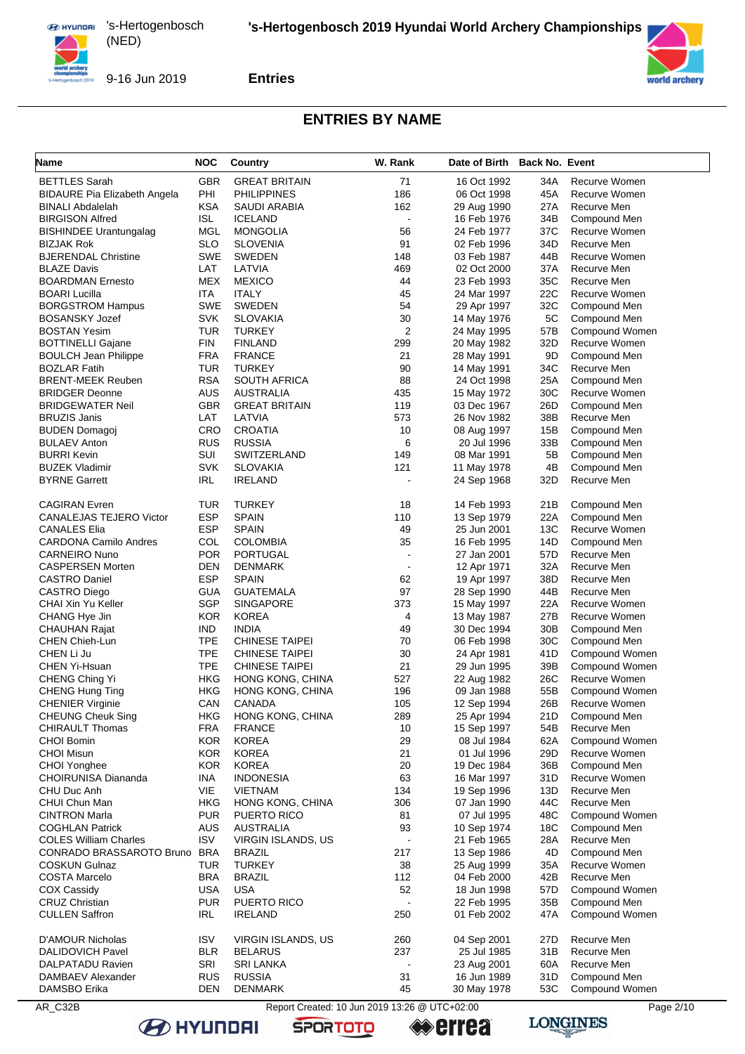## ENTRIES BY NAME

| Name | NOC | Country | W. Rank | Date of Birth | Back No. | Event |
|---|---|---|---|---|---|---|
| BETTLES Sarah | GBR | GREAT BRITAIN | 71 | 16 Oct 1992 | 34A | Recurve Women |
| BIDAURE Pia Elizabeth Angela | PHI | PHILIPPINES | 186 | 06 Oct 1998 | 45A | Recurve Women |
| BINALI Abdalelah | KSA | SAUDI ARABIA | 162 | 29 Aug 1990 | 27A | Recurve Men |
| BIRGISON Alfred | ISL | ICELAND | - | 16 Feb 1976 | 34B | Compound Men |
| BISHINDEE Urantungalag | MGL | MONGOLIA | 56 | 24 Feb 1977 | 37C | Recurve Women |
| BIZJAK Rok | SLO | SLOVENIA | 91 | 02 Feb 1996 | 34D | Recurve Men |
| BJERENDAL Christine | SWE | SWEDEN | 148 | 03 Feb 1987 | 44B | Recurve Women |
| BLAZE Davis | LAT | LATVIA | 469 | 02 Oct 2000 | 37A | Recurve Men |
| BOARDMAN Ernesto | MEX | MEXICO | 44 | 23 Feb 1993 | 35C | Recurve Men |
| BOARI Lucilla | ITA | ITALY | 45 | 24 Mar 1997 | 22C | Recurve Women |
| BORGSTROM Hampus | SWE | SWEDEN | 54 | 29 Apr 1997 | 32C | Compound Men |
| BOSANSKY Jozef | SVK | SLOVAKIA | 30 | 14 May 1976 | 5C | Compound Men |
| BOSTAN Yesim | TUR | TURKEY | 2 | 24 May 1995 | 57B | Compound Women |
| BOTTINELLI Gajane | FIN | FINLAND | 299 | 20 May 1982 | 32D | Recurve Women |
| BOULCH Jean Philippe | FRA | FRANCE | 21 | 28 May 1991 | 9D | Compound Men |
| BOZLAR Fatih | TUR | TURKEY | 90 | 14 May 1991 | 34C | Recurve Men |
| BRENT-MEEK Reuben | RSA | SOUTH AFRICA | 88 | 24 Oct 1998 | 25A | Compound Men |
| BRIDGER Deonne | AUS | AUSTRALIA | 435 | 15 May 1972 | 30C | Recurve Women |
| BRIDGEWATER Neil | GBR | GREAT BRITAIN | 119 | 03 Dec 1967 | 26D | Compound Men |
| BRUZIS Janis | LAT | LATVIA | 573 | 26 Nov 1982 | 38B | Recurve Men |
| BUDEN Domagoj | CRO | CROATIA | 10 | 08 Aug 1997 | 15B | Compound Men |
| BULAEV Anton | RUS | RUSSIA | 6 | 20 Jul 1996 | 33B | Compound Men |
| BURRI Kevin | SUI | SWITZERLAND | 149 | 08 Mar 1991 | 5B | Compound Men |
| BUZEK Vladimir | SVK | SLOVAKIA | 121 | 11 May 1978 | 4B | Compound Men |
| BYRNE Garrett | IRL | IRELAND | - | 24 Sep 1968 | 32D | Recurve Men |
| CAGIRAN Evren | TUR | TURKEY | 18 | 14 Feb 1993 | 21B | Compound Men |
| CANALEJAS TEJERO Victor | ESP | SPAIN | 110 | 13 Sep 1979 | 22A | Compound Men |
| CANALES Elia | ESP | SPAIN | 49 | 25 Jun 2001 | 13C | Recurve Women |
| CARDONA Camilo Andres | COL | COLOMBIA | 35 | 16 Feb 1995 | 14D | Compound Men |
| CARNEIRO Nuno | POR | PORTUGAL | - | 27 Jan 2001 | 57D | Recurve Men |
| CASPERSEN Morten | DEN | DENMARK | - | 12 Apr 1971 | 32A | Recurve Men |
| CASTRO Daniel | ESP | SPAIN | 62 | 19 Apr 1997 | 38D | Recurve Men |
| CASTRO Diego | GUA | GUATEMALA | 97 | 28 Sep 1990 | 44B | Recurve Men |
| CHAI Xin Yu Keller | SGP | SINGAPORE | 373 | 15 May 1997 | 22A | Recurve Women |
| CHANG Hye Jin | KOR | KOREA | 4 | 13 May 1987 | 27B | Recurve Women |
| CHAUHAN Rajat | IND | INDIA | 49 | 30 Dec 1994 | 30B | Compound Men |
| CHEN Chieh-Lun | TPE | CHINESE TAIPEI | 70 | 06 Feb 1998 | 30C | Compound Men |
| CHEN Li Ju | TPE | CHINESE TAIPEI | 30 | 24 Apr 1981 | 41D | Compound Women |
| CHEN Yi-Hsuan | TPE | CHINESE TAIPEI | 21 | 29 Jun 1995 | 39B | Compound Women |
| CHENG Ching Yi | HKG | HONG KONG, CHINA | 527 | 22 Aug 1982 | 26C | Recurve Women |
| CHENG Hung Ting | HKG | HONG KONG, CHINA | 196 | 09 Jan 1988 | 55B | Compound Women |
| CHENIER Virginie | CAN | CANADA | 105 | 12 Sep 1994 | 26B | Recurve Women |
| CHEUNG Cheuk Sing | HKG | HONG KONG, CHINA | 289 | 25 Apr 1994 | 21D | Compound Men |
| CHIRAULT Thomas | FRA | FRANCE | 10 | 15 Sep 1997 | 54B | Recurve Men |
| CHOI Bomin | KOR | KOREA | 29 | 08 Jul 1984 | 62A | Compound Women |
| CHOI Misun | KOR | KOREA | 21 | 01 Jul 1996 | 29D | Recurve Women |
| CHOI Yonghee | KOR | KOREA | 20 | 19 Dec 1984 | 36B | Compound Men |
| CHOIRUNISA Diananda | INA | INDONESIA | 63 | 16 Mar 1997 | 31D | Recurve Women |
| CHU Duc Anh | VIE | VIETNAM | 134 | 19 Sep 1996 | 13D | Recurve Men |
| CHUI Chun Man | HKG | HONG KONG, CHINA | 306 | 07 Jan 1990 | 44C | Recurve Men |
| CINTRON Marla | PUR | PUERTO RICO | 81 | 07 Jul 1995 | 48C | Compound Women |
| COGHLAN Patrick | AUS | AUSTRALIA | 93 | 10 Sep 1974 | 18C | Compound Men |
| COLES William Charles | ISV | VIRGIN ISLANDS, US | - | 21 Feb 1965 | 28A | Recurve Men |
| CONRADO BRASSAROTO Bruno | BRA | BRAZIL | 217 | 13 Sep 1986 | 4D | Compound Men |
| COSKUN Gulnaz | TUR | TURKEY | 38 | 25 Aug 1999 | 35A | Recurve Women |
| COSTA Marcelo | BRA | BRAZIL | 112 | 04 Feb 2000 | 42B | Recurve Men |
| COX Cassidy | USA | USA | 52 | 18 Jun 1998 | 57D | Compound Women |
| CRUZ Christian | PUR | PUERTO RICO | - | 22 Feb 1995 | 35B | Compound Men |
| CULLEN Saffron | IRL | IRELAND | 250 | 01 Feb 2002 | 47A | Compound Women |
| D'AMOUR Nicholas | ISV | VIRGIN ISLANDS, US | 260 | 04 Sep 2001 | 27D | Recurve Men |
| DALIDOVICH Pavel | BLR | BELARUS | 237 | 25 Jul 1985 | 31B | Recurve Men |
| DALPATADU Ravien | SRI | SRI LANKA | - | 23 Aug 2001 | 60A | Recurve Men |
| DAMBAEV Alexander | RUS | RUSSIA | 31 | 16 Jun 1989 | 31D | Compound Men |
| DAMSBO Erika | DEN | DENMARK | 45 | 30 May 1978 | 53C | Compound Women |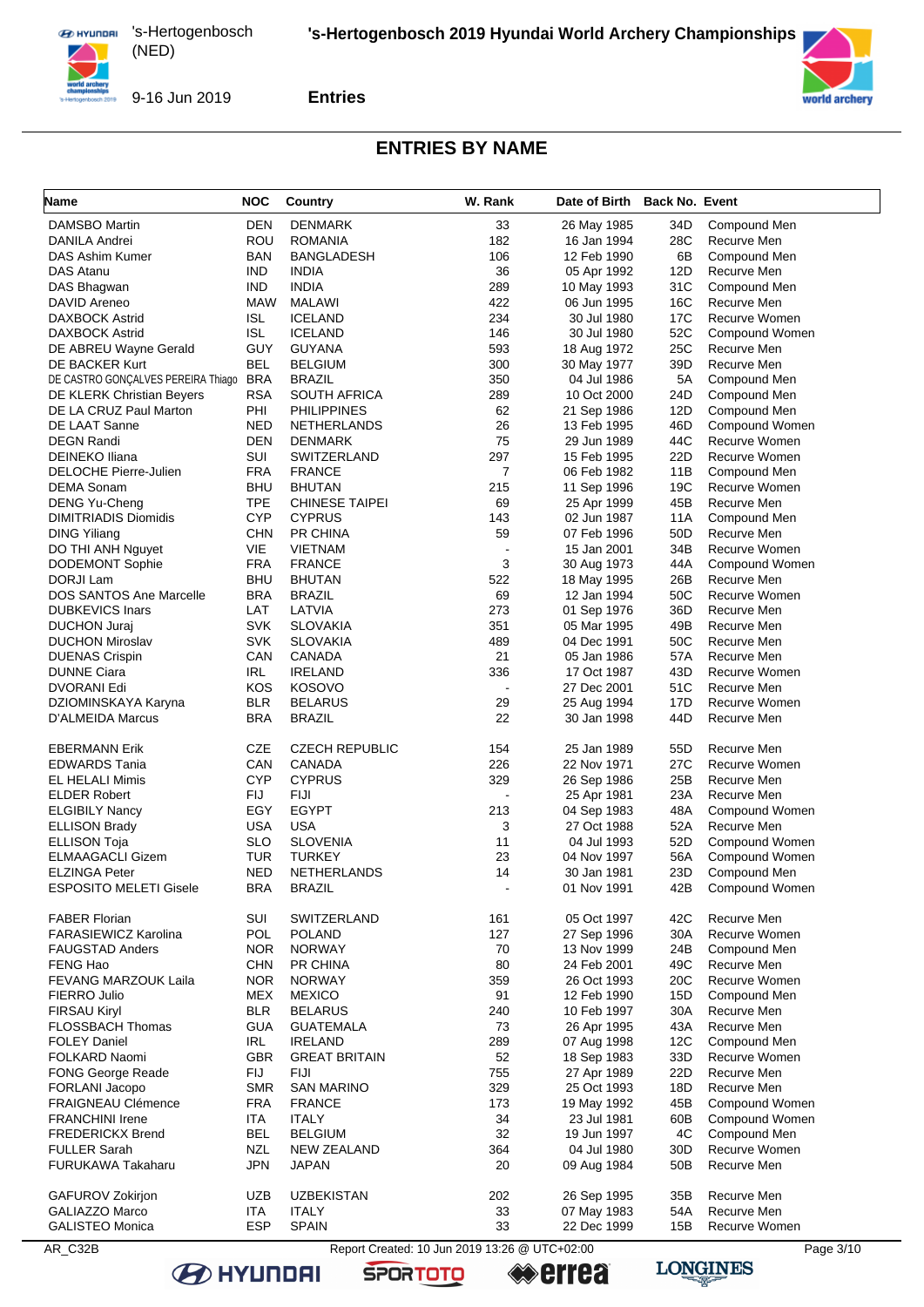## ENTRIES BY NAME

| Name | NOC | Country | W. Rank | Date of Birth | Back No. | Event |
|---|---|---|---|---|---|---|
| DAMSBO Martin | DEN | DENMARK | 33 | 26 May 1985 | 34D | Compound Men |
| DANILA Andrei | ROU | ROMANIA | 182 | 16 Jan 1994 | 28C | Recurve Men |
| DAS Ashim Kumer | BAN | BANGLADESH | 106 | 12 Feb 1990 | 6B | Compound Men |
| DAS Atanu | IND | INDIA | 36 | 05 Apr 1992 | 12D | Recurve Men |
| DAS Bhagwan | IND | INDIA | 289 | 10 May 1993 | 31C | Compound Men |
| DAVID Areneo | MAW | MALAWI | 422 | 06 Jun 1995 | 16C | Recurve Men |
| DAXBOCK Astrid | ISL | ICELAND | 234 | 30 Jul 1980 | 17C | Recurve Women |
| DAXBOCK Astrid | ISL | ICELAND | 146 | 30 Jul 1980 | 52C | Compound Women |
| DE ABREU Wayne Gerald | GUY | GUYANA | 593 | 18 Aug 1972 | 25C | Recurve Men |
| DE BACKER Kurt | BEL | BELGIUM | 300 | 30 May 1977 | 39D | Recurve Men |
| DE CASTRO GONÇALVES PEREIRA Thiago | BRA | BRAZIL | 350 | 04 Jul 1986 | 5A | Compound Men |
| DE KLERK Christian Beyers | RSA | SOUTH AFRICA | 289 | 10 Oct 2000 | 24D | Compound Men |
| DE LA CRUZ Paul Marton | PHI | PHILIPPINES | 62 | 21 Sep 1986 | 12D | Compound Men |
| DE LAAT Sanne | NED | NETHERLANDS | 26 | 13 Feb 1995 | 46D | Compound Women |
| DEGN Randi | DEN | DENMARK | 75 | 29 Jun 1989 | 44C | Recurve Women |
| DEINEKO Iliana | SUI | SWITZERLAND | 297 | 15 Feb 1995 | 22D | Recurve Women |
| DELOCHE Pierre-Julien | FRA | FRANCE | 7 | 06 Feb 1982 | 11B | Compound Men |
| DEMA Sonam | BHU | BHUTAN | 215 | 11 Sep 1996 | 19C | Recurve Women |
| DENG Yu-Cheng | TPE | CHINESE TAIPEI | 69 | 25 Apr 1999 | 45B | Recurve Men |
| DIMITRIADIS Diomidis | CYP | CYPRUS | 143 | 02 Jun 1987 | 11A | Compound Men |
| DING Yiliang | CHN | PR CHINA | 59 | 07 Feb 1996 | 50D | Recurve Men |
| DO THI ANH Nguyet | VIE | VIETNAM | - | 15 Jan 2001 | 34B | Recurve Women |
| DODEMONT Sophie | FRA | FRANCE | 3 | 30 Aug 1973 | 44A | Compound Women |
| DORJI Lam | BHU | BHUTAN | 522 | 18 May 1995 | 26B | Recurve Men |
| DOS SANTOS Ane Marcelle | BRA | BRAZIL | 69 | 12 Jan 1994 | 50C | Recurve Women |
| DUBKEVICS Inars | LAT | LATVIA | 273 | 01 Sep 1976 | 36D | Recurve Men |
| DUCHON Juraj | SVK | SLOVAKIA | 351 | 05 Mar 1995 | 49B | Recurve Men |
| DUCHON Miroslav | SVK | SLOVAKIA | 489 | 04 Dec 1991 | 50C | Recurve Men |
| DUENAS Crispin | CAN | CANADA | 21 | 05 Jan 1986 | 57A | Recurve Men |
| DUNNE Ciara | IRL | IRELAND | 336 | 17 Oct 1987 | 43D | Recurve Women |
| DVORANI Edi | KOS | KOSOVO | - | 27 Dec 2001 | 51C | Recurve Men |
| DZIOMINSKAYA Karyna | BLR | BELARUS | 29 | 25 Aug 1994 | 17D | Recurve Women |
| D'ALMEIDA Marcus | BRA | BRAZIL | 22 | 30 Jan 1998 | 44D | Recurve Men |
| EBERMANN Erik | CZE | CZECH REPUBLIC | 154 | 25 Jan 1989 | 55D | Recurve Men |
| EDWARDS Tania | CAN | CANADA | 226 | 22 Nov 1971 | 27C | Recurve Women |
| EL HELALI Mimis | CYP | CYPRUS | 329 | 26 Sep 1986 | 25B | Recurve Men |
| ELDER Robert | FIJ | FIJI | - | 25 Apr 1981 | 23A | Recurve Men |
| ELGIBILY Nancy | EGY | EGYPT | 213 | 04 Sep 1983 | 48A | Compound Women |
| ELLISON Brady | USA | USA | 3 | 27 Oct 1988 | 52A | Recurve Men |
| ELLISON Toja | SLO | SLOVENIA | 11 | 04 Jul 1993 | 52D | Compound Women |
| ELMAAGACLI Gizem | TUR | TURKEY | 23 | 04 Nov 1997 | 56A | Compound Women |
| ELZINGA Peter | NED | NETHERLANDS | 14 | 30 Jan 1981 | 23D | Compound Men |
| ESPOSITO MELETI Gisele | BRA | BRAZIL | - | 01 Nov 1991 | 42B | Compound Women |
| FABER Florian | SUI | SWITZERLAND | 161 | 05 Oct 1997 | 42C | Recurve Men |
| FARASIEWICZ Karolina | POL | POLAND | 127 | 27 Sep 1996 | 30A | Recurve Women |
| FAUGSTAD Anders | NOR | NORWAY | 70 | 13 Nov 1999 | 24B | Compound Men |
| FENG Hao | CHN | PR CHINA | 80 | 24 Feb 2001 | 49C | Recurve Men |
| FEVANG MARZOUK Laila | NOR | NORWAY | 359 | 26 Oct 1993 | 20C | Recurve Women |
| FIERRO Julio | MEX | MEXICO | 91 | 12 Feb 1990 | 15D | Compound Men |
| FIRSAU Kiryl | BLR | BELARUS | 240 | 10 Feb 1997 | 30A | Recurve Men |
| FLOSSBACH Thomas | GUA | GUATEMALA | 73 | 26 Apr 1995 | 43A | Recurve Men |
| FOLEY Daniel | IRL | IRELAND | 289 | 07 Aug 1998 | 12C | Compound Men |
| FOLKARD Naomi | GBR | GREAT BRITAIN | 52 | 18 Sep 1983 | 33D | Recurve Women |
| FONG George Reade | FIJ | FIJI | 755 | 27 Apr 1989 | 22D | Recurve Men |
| FORLANI Jacopo | SMR | SAN MARINO | 329 | 25 Oct 1993 | 18D | Recurve Men |
| FRAIGNEAU Clémence | FRA | FRANCE | 173 | 19 May 1992 | 45B | Compound Women |
| FRANCHINI Irene | ITA | ITALY | 34 | 23 Jul 1981 | 60B | Compound Women |
| FREDERICKX Brend | BEL | BELGIUM | 32 | 19 Jun 1997 | 4C | Compound Men |
| FULLER Sarah | NZL | NEW ZEALAND | 364 | 04 Jul 1980 | 30D | Recurve Women |
| FURUKAWA Takaharu | JPN | JAPAN | 20 | 09 Aug 1984 | 50B | Recurve Men |
| GAFUROV Zokirjon | UZB | UZBEKISTAN | 202 | 26 Sep 1995 | 35B | Recurve Men |
| GALIAZZO Marco | ITA | ITALY | 33 | 07 May 1983 | 54A | Recurve Men |
| GALISTEO Monica | ESP | SPAIN | 33 | 22 Dec 1999 | 15B | Recurve Women |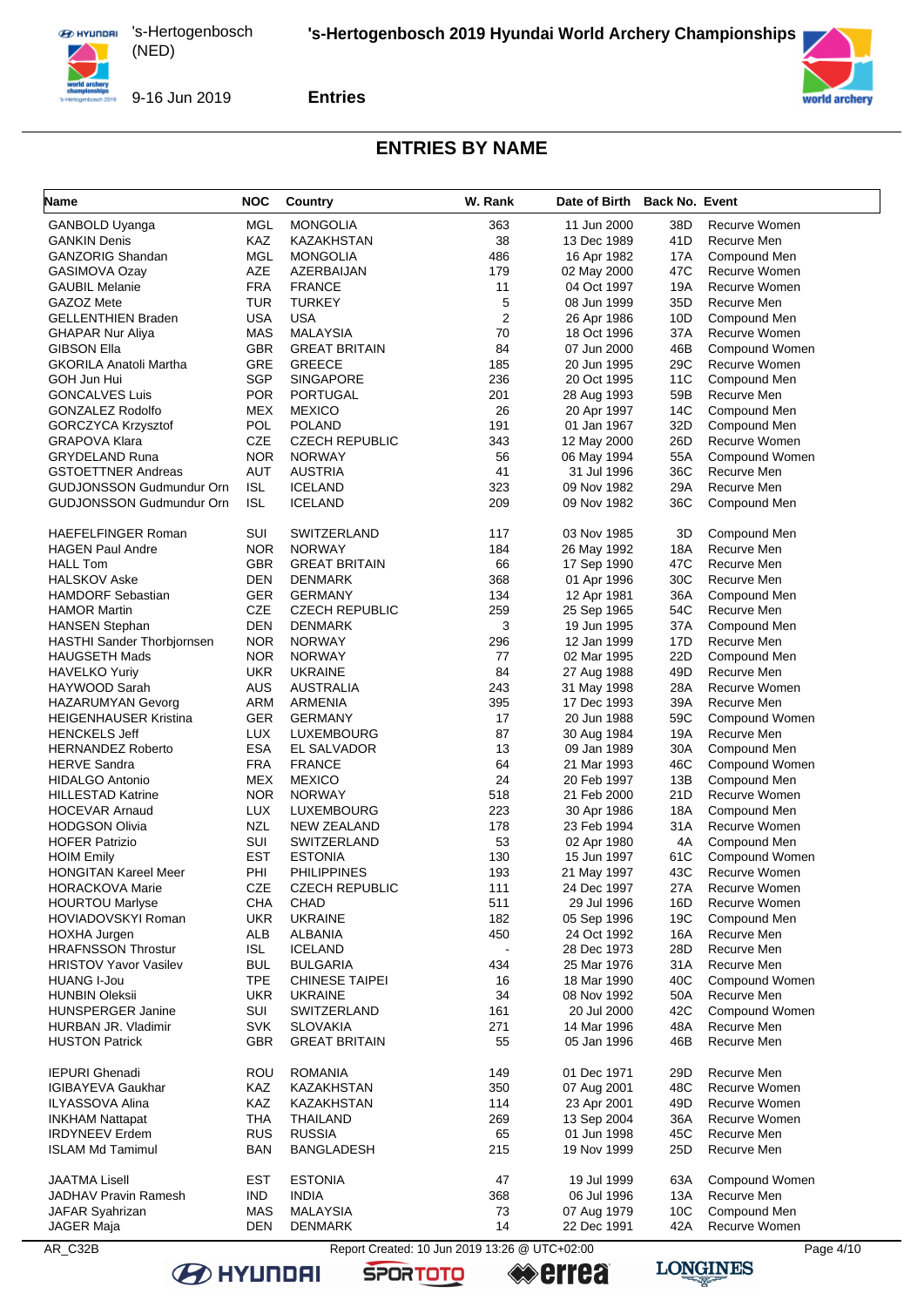## ENTRIES BY NAME

| Name | NOC | Country | W. Rank | Date of Birth | Back No. | Event |
|---|---|---|---|---|---|---|
| GANBOLD Uyanga | MGL | MONGOLIA | 363 | 11 Jun 2000 | 38D | Recurve Women |
| GANKIN Denis | KAZ | KAZAKHSTAN | 38 | 13 Dec 1989 | 41D | Recurve Men |
| GANZORIG Shandan | MGL | MONGOLIA | 486 | 16 Apr 1982 | 17A | Compound Men |
| GASIMOVA Ozay | AZE | AZERBAIJAN | 179 | 02 May 2000 | 47C | Recurve Women |
| GAUBIL Melanie | FRA | FRANCE | 11 | 04 Oct 1997 | 19A | Recurve Women |
| GAZOZ Mete | TUR | TURKEY | 5 | 08 Jun 1999 | 35D | Recurve Men |
| GELLENTHIEN Braden | USA | USA | 2 | 26 Apr 1986 | 10D | Compound Men |
| GHAPAR Nur Aliya | MAS | MALAYSIA | 70 | 18 Oct 1996 | 37A | Recurve Women |
| GIBSON Ella | GBR | GREAT BRITAIN | 84 | 07 Jun 2000 | 46B | Compound Women |
| GKORILA Anatoli Martha | GRE | GREECE | 185 | 20 Jun 1995 | 29C | Recurve Women |
| GOH Jun Hui | SGP | SINGAPORE | 236 | 20 Oct 1995 | 11C | Compound Men |
| GONCALVES Luis | POR | PORTUGAL | 201 | 28 Aug 1993 | 59B | Recurve Men |
| GONZALEZ Rodolfo | MEX | MEXICO | 26 | 20 Apr 1997 | 14C | Compound Men |
| GORCZYCA Krzysztof | POL | POLAND | 191 | 01 Jan 1967 | 32D | Compound Men |
| GRAPOVA Klara | CZE | CZECH REPUBLIC | 343 | 12 May 2000 | 26D | Recurve Women |
| GRYDELAND Runa | NOR | NORWAY | 56 | 06 May 1994 | 55A | Compound Women |
| GSTOETTNER Andreas | AUT | AUSTRIA | 41 | 31 Jul 1996 | 36C | Recurve Men |
| GUDJONSSON Gudmundur Orn | ISL | ICELAND | 323 | 09 Nov 1982 | 29A | Recurve Men |
| GUDJONSSON Gudmundur Orn | ISL | ICELAND | 209 | 09 Nov 1982 | 36C | Compound Men |
| HAEFELFINGER Roman | SUI | SWITZERLAND | 117 | 03 Nov 1985 | 3D | Compound Men |
| HAGEN Paul Andre | NOR | NORWAY | 184 | 26 May 1992 | 18A | Recurve Men |
| HALL Tom | GBR | GREAT BRITAIN | 66 | 17 Sep 1990 | 47C | Recurve Men |
| HALSKOV Aske | DEN | DENMARK | 368 | 01 Apr 1996 | 30C | Recurve Men |
| HAMDORF Sebastian | GER | GERMANY | 134 | 12 Apr 1981 | 36A | Compound Men |
| HAMOR Martin | CZE | CZECH REPUBLIC | 259 | 25 Sep 1965 | 54C | Recurve Men |
| HANSEN Stephan | DEN | DENMARK | 3 | 19 Jun 1995 | 37A | Compound Men |
| HASTHI Sander Thorbjornsen | NOR | NORWAY | 296 | 12 Jan 1999 | 17D | Recurve Men |
| HAUGSETH Mads | NOR | NORWAY | 77 | 02 Mar 1995 | 22D | Compound Men |
| HAVELKO Yuriy | UKR | UKRAINE | 84 | 27 Aug 1988 | 49D | Recurve Men |
| HAYWOOD Sarah | AUS | AUSTRALIA | 243 | 31 May 1998 | 28A | Recurve Women |
| HAZARUMYAN Gevorg | ARM | ARMENIA | 395 | 17 Dec 1993 | 39A | Recurve Men |
| HEIGENHAUSER Kristina | GER | GERMANY | 17 | 20 Jun 1988 | 59C | Compound Women |
| HENCKELS Jeff | LUX | LUXEMBOURG | 87 | 30 Aug 1984 | 19A | Recurve Men |
| HERNANDEZ Roberto | ESA | EL SALVADOR | 13 | 09 Jan 1989 | 30A | Compound Men |
| HERVE Sandra | FRA | FRANCE | 64 | 21 Mar 1993 | 46C | Compound Women |
| HIDALGO Antonio | MEX | MEXICO | 24 | 20 Feb 1997 | 13B | Compound Men |
| HILLESTAD Katrine | NOR | NORWAY | 518 | 21 Feb 2000 | 21D | Recurve Women |
| HOCEVAR Arnaud | LUX | LUXEMBOURG | 223 | 30 Apr 1986 | 18A | Compound Men |
| HODGSON Olivia | NZL | NEW ZEALAND | 178 | 23 Feb 1994 | 31A | Recurve Women |
| HOFER Patrizio | SUI | SWITZERLAND | 53 | 02 Apr 1980 | 4A | Compound Men |
| HOIM Emily | EST | ESTONIA | 130 | 15 Jun 1997 | 61C | Compound Women |
| HONGTIAN Kareel Meer | PHI | PHILIPPINES | 193 | 21 May 1997 | 43C | Recurve Women |
| HORACKOVA Marie | CZE | CZECH REPUBLIC | 111 | 24 Dec 1997 | 27A | Recurve Women |
| HOURTOU Marlyse | CHA | CHAD | 511 | 29 Jul 1996 | 16D | Recurve Women |
| HOVIADOVSKYI Roman | UKR | UKRAINE | 182 | 05 Sep 1996 | 19C | Compound Men |
| HOXHA Jurgen | ALB | ALBANIA | 450 | 24 Oct 1992 | 16A | Recurve Men |
| HRAFNSSON Throstur | ISL | ICELAND | - | 28 Dec 1973 | 28D | Recurve Men |
| HRISTOV Yavor Vasilev | BUL | BULGARIA | 434 | 25 Mar 1976 | 31A | Recurve Men |
| HUANG I-Jou | TPE | CHINESE TAIPEI | 16 | 18 Mar 1990 | 40C | Compound Women |
| HUNBIN Oleksii | UKR | UKRAINE | 34 | 08 Nov 1992 | 50A | Recurve Men |
| HUNSPERGER Janine | SUI | SWITZERLAND | 161 | 20 Jul 2000 | 42C | Compound Women |
| HURBAN JR. Vladimir | SVK | SLOVAKIA | 271 | 14 Mar 1996 | 48A | Recurve Men |
| HUSTON Patrick | GBR | GREAT BRITAIN | 55 | 05 Jan 1996 | 46B | Recurve Men |
| IEPURI Ghenadi | ROU | ROMANIA | 149 | 01 Dec 1971 | 29D | Recurve Men |
| IGIBAYEVA Gaukhar | KAZ | KAZAKHSTAN | 350 | 07 Aug 2001 | 48C | Recurve Women |
| ILYASSOVA Alina | KAZ | KAZAKHSTAN | 114 | 23 Apr 2001 | 49D | Recurve Women |
| INKHAM Nattapat | THA | THAILAND | 269 | 13 Sep 2004 | 36A | Recurve Women |
| IRDYNEEV Erdem | RUS | RUSSIA | 65 | 01 Jun 1998 | 45C | Recurve Men |
| ISLAM Md Tamimul | BAN | BANGLADESH | 215 | 19 Nov 1999 | 25D | Recurve Men |
| JAATMA Lisell | EST | ESTONIA | 47 | 19 Jul 1999 | 63A | Compound Women |
| JADHAV Pravin Ramesh | IND | INDIA | 368 | 06 Jul 1996 | 13A | Recurve Men |
| JAFAR Syahrizan | MAS | MALAYSIA | 73 | 07 Aug 1979 | 10C | Compound Men |
| JAGER Maja | DEN | DENMARK | 14 | 22 Dec 1991 | 42A | Recurve Women |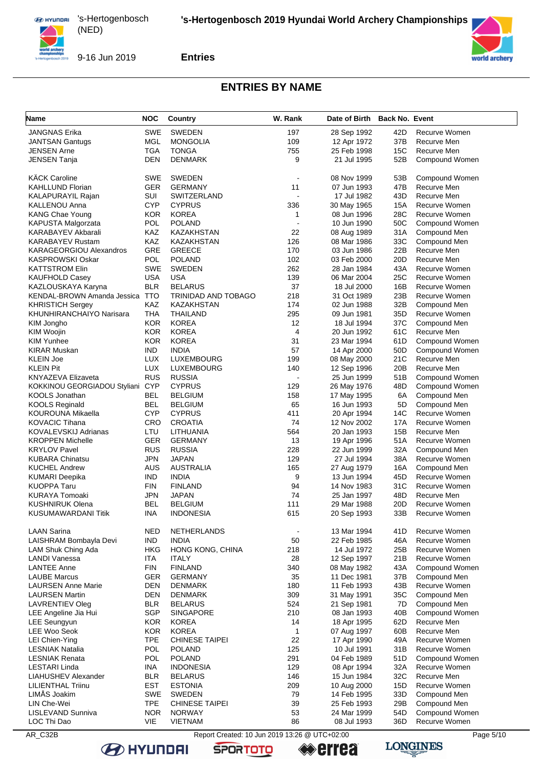## ENTRIES BY NAME

| Name | NOC | Country | W. Rank | Date of Birth | Back No. | Event |
|---|---|---|---|---|---|---|
| JANGNAS Erika | SWE | SWEDEN | 197 | 28 Sep 1992 | 42D | Recurve Women |
| JANTSAN Gantugs | MGL | MONGOLIA | 109 | 12 Apr 1972 | 37B | Recurve Men |
| JENSEN Arne | TGA | TONGA | 755 | 25 Feb 1998 | 15C | Recurve Men |
| JENSEN Tanja | DEN | DENMARK | 9 | 21 Jul 1995 | 52B | Compound Women |
| KÄCK Caroline | SWE | SWEDEN | - | 08 Nov 1999 | 53B | Compound Women |
| KAHLLUND Florian | GER | GERMANY | 11 | 07 Jun 1993 | 47B | Recurve Men |
| KALAPURAYIL Rajan | SUI | SWITZERLAND | - | 17 Jul 1982 | 43D | Recurve Men |
| KALLENOU Anna | CYP | CYPRUS | 336 | 30 May 1965 | 15A | Recurve Women |
| KANG Chae Young | KOR | KOREA | 1 | 08 Jun 1996 | 28C | Recurve Women |
| KAPUSTA Malgorzata | POL | POLAND | - | 10 Jun 1990 | 50C | Compound Women |
| KARABAYEV Akbarali | KAZ | KAZAKHSTAN | 22 | 08 Aug 1989 | 31A | Compound Men |
| KARABAYEV Rustam | KAZ | KAZAKHSTAN | 126 | 08 Mar 1986 | 33C | Compound Men |
| KARAGEORGIOU Alexandros | GRE | GREECE | 170 | 03 Jun 1986 | 22B | Recurve Men |
| KASPROWSKI Oskar | POL | POLAND | 102 | 03 Feb 2000 | 20D | Recurve Men |
| KATTSTROM Elin | SWE | SWEDEN | 262 | 28 Jan 1984 | 43A | Recurve Women |
| KAUFHOLD Casey | USA | USA | 139 | 06 Mar 2004 | 25C | Recurve Women |
| KAZLOUSKAYA Karyna | BLR | BELARUS | 37 | 18 Jul 2000 | 16B | Recurve Women |
| KENDAL-BROWN Amanda Jessica | TTO | TRINIDAD AND TOBAGO | 218 | 31 Oct 1989 | 23B | Recurve Women |
| KHRISTICH Sergey | KAZ | KAZAKHSTAN | 174 | 02 Jun 1988 | 32B | Compound Men |
| KHUNHIRANCHAIYO Narisara | THA | THAILAND | 295 | 09 Jun 1981 | 35D | Recurve Women |
| KIM Jongho | KOR | KOREA | 12 | 18 Jul 1994 | 37C | Compound Men |
| KIM Woojin | KOR | KOREA | 4 | 20 Jun 1992 | 61C | Recurve Men |
| KIM Yunhee | KOR | KOREA | 31 | 23 Mar 1994 | 61D | Compound Women |
| KIRAR Muskan | IND | INDIA | 57 | 14 Apr 2000 | 50D | Compound Women |
| KLEIN Joe | LUX | LUXEMBOURG | 199 | 08 May 2000 | 21C | Recurve Men |
| KLEIN Pit | LUX | LUXEMBOURG | 140 | 12 Sep 1996 | 20B | Recurve Men |
| KNYAZEVA Elizaveta | RUS | RUSSIA | - | 25 Jun 1999 | 51B | Compound Women |
| KOKKINOU GEORGIADOU Styliani | CYP | CYPRUS | 129 | 26 May 1976 | 48D | Compound Women |
| KOOLS Jonathan | BEL | BELGIUM | 158 | 17 May 1995 | 6A | Compound Men |
| KOOLS Reginald | BEL | BELGIUM | 65 | 16 Jun 1993 | 5D | Compound Men |
| KOUROUNA Mikaella | CYP | CYPRUS | 411 | 20 Apr 1994 | 14C | Recurve Women |
| KOVACIC Tihana | CRO | CROATIA | 74 | 12 Nov 2002 | 17A | Recurve Women |
| KOVALEVSKIJ Adrianas | LTU | LITHUANIA | 564 | 20 Jan 1993 | 15B | Recurve Men |
| KROPPEN Michelle | GER | GERMANY | 13 | 19 Apr 1996 | 51A | Recurve Women |
| KRYLOV Pavel | RUS | RUSSIA | 228 | 22 Jun 1999 | 32A | Compound Men |
| KUBARA Chinatsu | JPN | JAPAN | 129 | 27 Jul 1994 | 38A | Recurve Women |
| KUCHEL Andrew | AUS | AUSTRALIA | 165 | 27 Aug 1979 | 16A | Compound Men |
| KUMARI Deepika | IND | INDIA | 9 | 13 Jun 1994 | 45D | Recurve Women |
| KUOPPA Taru | FIN | FINLAND | 94 | 14 Nov 1983 | 31C | Recurve Women |
| KURAYA Tomoaki | JPN | JAPAN | 74 | 25 Jan 1997 | 48D | Recurve Men |
| KUSHNIRUK Olena | BEL | BELGIUM | 111 | 29 Mar 1988 | 20D | Recurve Women |
| KUSUMAWARDANI Titik | INA | INDONESIA | 615 | 20 Sep 1993 | 33B | Recurve Women |
| LAAN Sarina | NED | NETHERLANDS | - | 13 Mar 1994 | 41D | Recurve Women |
| LAISHRAM Bombayla Devi | IND | INDIA | 50 | 22 Feb 1985 | 46A | Recurve Women |
| LAM Shuk Ching Ada | HKG | HONG KONG, CHINA | 218 | 14 Jul 1972 | 25B | Recurve Women |
| LANDI Vanessa | ITA | ITALY | 28 | 12 Sep 1997 | 21B | Recurve Women |
| LANTEE Anne | FIN | FINLAND | 340 | 08 May 1982 | 43A | Compound Women |
| LAUBE Marcus | GER | GERMANY | 35 | 11 Dec 1981 | 37B | Compound Men |
| LAURSEN Anne Marie | DEN | DENMARK | 180 | 11 Feb 1993 | 43B | Recurve Women |
| LAURSEN Martin | DEN | DENMARK | 309 | 31 May 1991 | 35C | Compound Men |
| LAVRENTIEV Oleg | BLR | BELARUS | 524 | 21 Sep 1981 | 7D | Compound Men |
| LEE Angeline Jia Hui | SGP | SINGAPORE | 210 | 08 Jan 1993 | 40B | Compound Women |
| LEE Seungyun | KOR | KOREA | 14 | 18 Apr 1995 | 62D | Recurve Men |
| LEE Woo Seok | KOR | KOREA | 1 | 07 Aug 1997 | 60B | Recurve Men |
| LEI Chien-Ying | TPE | CHINESE TAIPEI | 22 | 17 Apr 1990 | 49A | Recurve Women |
| LESNIAK Natalia | POL | POLAND | 125 | 10 Jul 1991 | 31B | Recurve Women |
| LESNIAK Renata | POL | POLAND | 291 | 04 Feb 1989 | 51D | Compound Women |
| LESTARI Linda | INA | INDONESIA | 129 | 08 Apr 1994 | 32A | Recurve Women |
| LIAHUSHEV Alexander | BLR | BELARUS | 146 | 15 Jun 1984 | 32C | Recurve Men |
| LILIENTHAL Triinu | EST | ESTONIA | 209 | 10 Aug 2000 | 15D | Recurve Women |
| LIMÅS Joakim | SWE | SWEDEN | 79 | 14 Feb 1995 | 33D | Compound Men |
| LIN Che-Wei | TPE | CHINESE TAIPEI | 39 | 25 Feb 1993 | 29B | Compound Men |
| LISLEVAND Sunniva | NOR | NORWAY | 53 | 24 Mar 1999 | 54D | Compound Women |
| LOC Thi Dao | VIE | VIETNAM | 86 | 08 Jul 1993 | 36D | Recurve Women |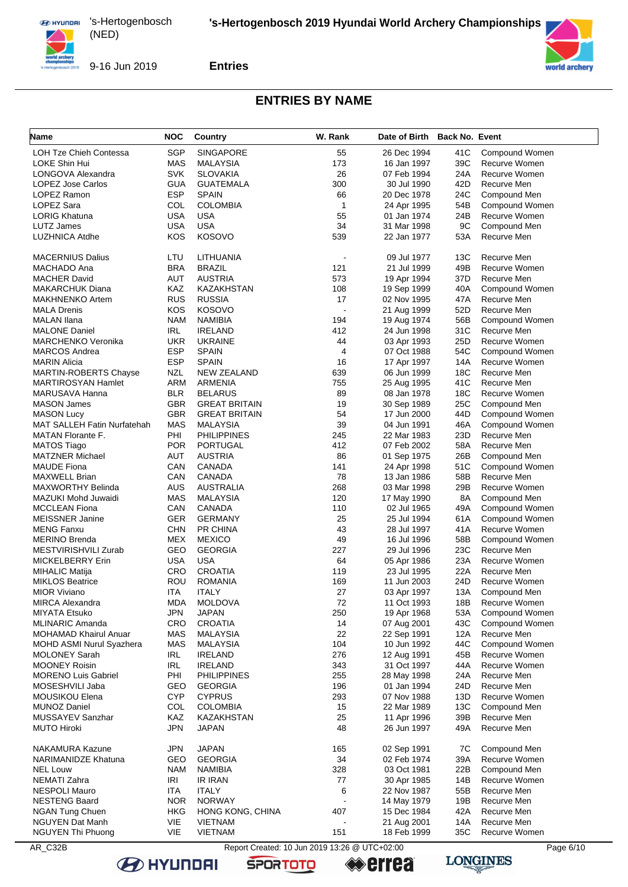## ENTRIES BY NAME

| Name | NOC | Country | W. Rank | Date of Birth | Back No. | Event |
|---|---|---|---|---|---|---|
| LOH Tze Chieh Contessa | SGP | SINGAPORE | 55 | 26 Dec 1994 | 41C | Compound Women |
| LOKE Shin Hui | MAS | MALAYSIA | 173 | 16 Jan 1997 | 39C | Recurve Women |
| LONGOVA Alexandra | SVK | SLOVAKIA | 26 | 07 Feb 1994 | 24A | Recurve Women |
| LOPEZ Jose Carlos | GUA | GUATEMALA | 300 | 30 Jul 1990 | 42D | Recurve Men |
| LOPEZ Ramon | ESP | SPAIN | 66 | 20 Dec 1978 | 24C | Compound Men |
| LOPEZ Sara | COL | COLOMBIA | 1 | 24 Apr 1995 | 54B | Compound Women |
| LORIG Khatuna | USA | USA | 55 | 01 Jan 1974 | 24B | Recurve Women |
| LUTZ James | USA | USA | 34 | 31 Mar 1998 | 9C | Compound Men |
| LUZHNICA Atdhe | KOS | KOSOVO | 539 | 22 Jan 1977 | 53A | Recurve Men |
| MACERNIUS Dalius | LTU | LITHUANIA | - | 09 Jul 1977 | 13C | Recurve Men |
| MACHADO Ana | BRA | BRAZIL | 121 | 21 Jul 1999 | 49B | Recurve Women |
| MACHER David | AUT | AUSTRIA | 573 | 19 Apr 1994 | 37D | Recurve Men |
| MAKARCHUK Diana | KAZ | KAZAKHSTAN | 108 | 19 Sep 1999 | 40A | Compound Women |
| MAKHNENKO Artem | RUS | RUSSIA | 17 | 02 Nov 1995 | 47A | Recurve Men |
| MALA Drenis | KOS | KOSOVO | - | 21 Aug 1999 | 52D | Recurve Men |
| MALAN Ilana | NAM | NAMIBIA | 194 | 19 Aug 1974 | 56B | Compound Women |
| MALONE Daniel | IRL | IRELAND | 412 | 24 Jun 1998 | 31C | Recurve Men |
| MARCHENKO Veronika | UKR | UKRAINE | 44 | 03 Apr 1993 | 25D | Recurve Women |
| MARCOS Andrea | ESP | SPAIN | 4 | 07 Oct 1988 | 54C | Compound Women |
| MARIN Alicia | ESP | SPAIN | 16 | 17 Apr 1997 | 14A | Recurve Women |
| MARTIN-ROBERTS Chayse | NZL | NEW ZEALAND | 639 | 06 Jun 1999 | 18C | Recurve Men |
| MARTIROSYAN Hamlet | ARM | ARMENIA | 755 | 25 Aug 1995 | 41C | Recurve Men |
| MARUSAVA Hanna | BLR | BELARUS | 89 | 08 Jan 1978 | 18C | Recurve Women |
| MASON James | GBR | GREAT BRITAIN | 19 | 30 Sep 1989 | 25C | Compound Men |
| MASON Lucy | GBR | GREAT BRITAIN | 54 | 17 Jun 2000 | 44D | Compound Women |
| MAT SALLEH Fatin Nurfatehah | MAS | MALAYSIA | 39 | 04 Jun 1991 | 46A | Compound Women |
| MATAN Florante F. | PHI | PHILIPPINES | 245 | 22 Mar 1983 | 23D | Recurve Men |
| MATOS Tiago | POR | PORTUGAL | 412 | 07 Feb 2002 | 58A | Recurve Men |
| MATZNER Michael | AUT | AUSTRIA | 86 | 01 Sep 1975 | 26B | Compound Men |
| MAUDE Fiona | CAN | CANADA | 141 | 24 Apr 1998 | 51C | Compound Women |
| MAXWELL Brian | CAN | CANADA | 78 | 13 Jan 1986 | 58B | Recurve Men |
| MAXWORTHY Belinda | AUS | AUSTRALIA | 268 | 03 Mar 1998 | 29B | Recurve Women |
| MAZUKI Mohd Juwaidi | MAS | MALAYSIA | 120 | 17 May 1990 | 8A | Compound Men |
| MCCLEAN Fiona | CAN | CANADA | 110 | 02 Jul 1965 | 49A | Compound Women |
| MEISSNER Janine | GER | GERMANY | 25 | 25 Jul 1994 | 61A | Compound Women |
| MENG Fanxu | CHN | PR CHINA | 43 | 28 Jul 1997 | 41A | Recurve Women |
| MERINO Brenda | MEX | MEXICO | 49 | 16 Jul 1996 | 58B | Compound Women |
| MESTVIRISHVILI Zurab | GEO | GEORGIA | 227 | 29 Jul 1996 | 23C | Recurve Men |
| MICKELBERRY Erin | USA | USA | 64 | 05 Apr 1986 | 23A | Recurve Women |
| MIHALIC Matija | CRO | CROATIA | 119 | 23 Jul 1995 | 22A | Recurve Men |
| MIKLOS Beatrice | ROU | ROMANIA | 169 | 11 Jun 2003 | 24D | Recurve Women |
| MIOR Viviano | ITA | ITALY | 27 | 03 Apr 1997 | 13A | Compound Men |
| MIRCA Alexandra | MDA | MOLDOVA | 72 | 11 Oct 1993 | 18B | Recurve Women |
| MIYATA Etsuko | JPN | JAPAN | 250 | 19 Apr 1968 | 53A | Compound Women |
| MLINARIC Amanda | CRO | CROATIA | 14 | 07 Aug 2001 | 43C | Compound Women |
| MOHAMAD Khairul Anuar | MAS | MALAYSIA | 22 | 22 Sep 1991 | 12A | Recurve Men |
| MOHD ASMI Nurul Syazhera | MAS | MALAYSIA | 104 | 10 Jun 1992 | 44C | Compound Women |
| MOLONEY Sarah | IRL | IRELAND | 276 | 12 Aug 1991 | 45B | Recurve Women |
| MOONEY Roisin | IRL | IRELAND | 343 | 31 Oct 1997 | 44A | Recurve Women |
| MORENO Luis Gabriel | PHI | PHILIPPINES | 255 | 28 May 1998 | 24A | Recurve Men |
| MOSESHVILI Jaba | GEO | GEORGIA | 196 | 01 Jan 1994 | 24D | Recurve Men |
| MOUSIKOU Elena | CYP | CYPRUS | 293 | 07 Nov 1988 | 13D | Recurve Women |
| MUNOZ Daniel | COL | COLOMBIA | 15 | 22 Mar 1989 | 13C | Compound Men |
| MUSSAYEV Sanzhar | KAZ | KAZAKHSTAN | 25 | 11 Apr 1996 | 39B | Recurve Men |
| MUTO Hiroki | JPN | JAPAN | 48 | 26 Jun 1997 | 49A | Recurve Men |
| NAKAMURA Kazune | JPN | JAPAN | 165 | 02 Sep 1991 | 7C | Compound Men |
| NARIMANIDZE Khatuna | GEO | GEORGIA | 34 | 02 Feb 1974 | 39A | Recurve Women |
| NEL Louw | NAM | NAMIBIA | 328 | 03 Oct 1981 | 22B | Compound Men |
| NEMATI Zahra | IRI | IR IRAN | 77 | 30 Apr 1985 | 14B | Recurve Women |
| NESPOLI Mauro | ITA | ITALY | 6 | 22 Nov 1987 | 55B | Recurve Men |
| NESTENG Baard | NOR | NORWAY | - | 14 May 1979 | 19B | Recurve Men |
| NGAN Tung Chuen | HKG | HONG KONG, CHINA | 407 | 15 Dec 1984 | 42A | Recurve Men |
| NGUYEN Dat Manh | VIE | VIETNAM | - | 21 Aug 2001 | 14A | Recurve Men |
| NGUYEN Thi Phuong | VIE | VIETNAM | 151 | 18 Feb 1999 | 35C | Recurve Women |

AR_C32B    Report Created: 10 Jun 2019 13:26 @ UTC+02:00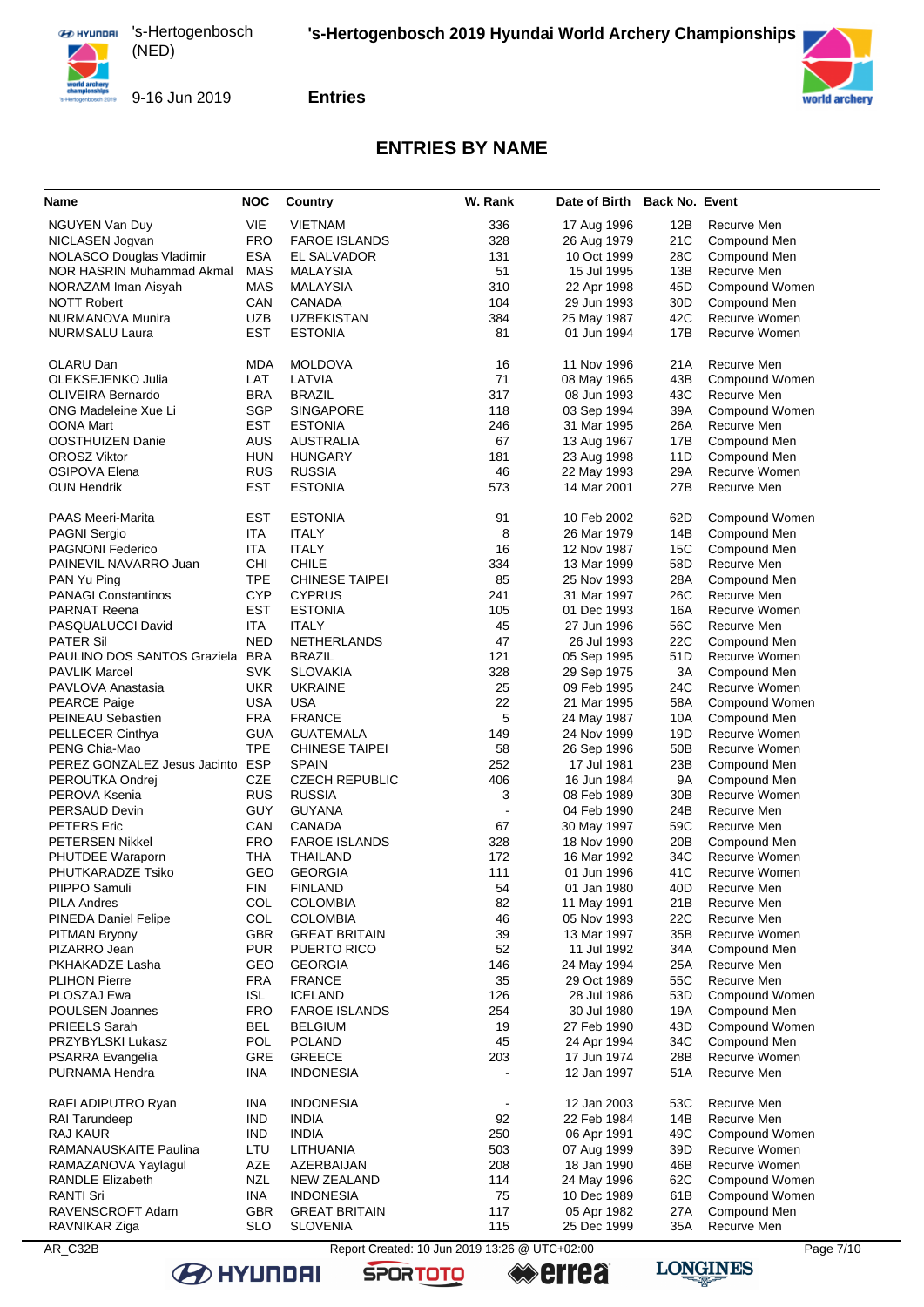## ENTRIES BY NAME

| Name | NOC | Country | W. Rank | Date of Birth | Back No. | Event |
|---|---|---|---|---|---|---|
| NGUYEN Van Duy | VIE | VIETNAM | 336 | 17 Aug 1996 | 12B | Recurve Men |
| NICLASEN Jogvan | FRO | FAROE ISLANDS | 328 | 26 Aug 1979 | 21C | Compound Men |
| NOLASCO Douglas Vladimir | ESA | EL SALVADOR | 131 | 10 Oct 1999 | 28C | Compound Men |
| NOR HASRIN Muhammad Akmal | MAS | MALAYSIA | 51 | 15 Jul 1995 | 13B | Recurve Men |
| NORAZAM Iman Aisyah | MAS | MALAYSIA | 310 | 22 Apr 1998 | 45D | Compound Women |
| NOTT Robert | CAN | CANADA | 104 | 29 Jun 1993 | 30D | Compound Men |
| NURMANOVA Munira | UZB | UZBEKISTAN | 384 | 25 May 1987 | 42C | Recurve Women |
| NURMSALU Laura | EST | ESTONIA | 81 | 01 Jun 1994 | 17B | Recurve Women |
| | | | | | | |
| OLARU Dan | MDA | MOLDOVA | 16 | 11 Nov 1996 | 21A | Recurve Men |
| OLEKSEJENKO Julia | LAT | LATVIA | 71 | 08 May 1965 | 43B | Compound Women |
| OLIVEIRA Bernardo | BRA | BRAZIL | 317 | 08 Jun 1993 | 43C | Recurve Men |
| ONG Madeleine Xue Li | SGP | SINGAPORE | 118 | 03 Sep 1994 | 39A | Compound Women |
| OONA Mart | EST | ESTONIA | 246 | 31 Mar 1995 | 26A | Recurve Men |
| OOSTHUIZEN Danie | AUS | AUSTRALIA | 67 | 13 Aug 1967 | 17B | Compound Men |
| OROSZ Viktor | HUN | HUNGARY | 181 | 23 Aug 1998 | 11D | Compound Men |
| OSIPOVA Elena | RUS | RUSSIA | 46 | 22 May 1993 | 29A | Recurve Women |
| OUN Hendrik | EST | ESTONIA | 573 | 14 Mar 2001 | 27B | Recurve Men |
| | | | | | | |
| PAAS Meeri-Marita | EST | ESTONIA | 91 | 10 Feb 2002 | 62D | Compound Women |
| PAGNI Sergio | ITA | ITALY | 8 | 26 Mar 1979 | 14B | Compound Men |
| PAGNONI Federico | ITA | ITALY | 16 | 12 Nov 1987 | 15C | Compound Men |
| PAINEVIL NAVARRO Juan | CHI | CHILE | 334 | 13 Mar 1999 | 58D | Recurve Men |
| PAN Yu Ping | TPE | CHINESE TAIPEI | 85 | 25 Nov 1993 | 28A | Compound Men |
| PANAGI Constantinos | CYP | CYPRUS | 241 | 31 Mar 1997 | 26C | Recurve Men |
| PARNAT Reena | EST | ESTONIA | 105 | 01 Dec 1993 | 16A | Recurve Women |
| PASQUALUCCI David | ITA | ITALY | 45 | 27 Jun 1996 | 56C | Recurve Men |
| PATER Sil | NED | NETHERLANDS | 47 | 26 Jul 1993 | 22C | Compound Men |
| PAULINO DOS SANTOS Graziela | BRA | BRAZIL | 121 | 05 Sep 1995 | 51D | Recurve Women |
| PAVLIK Marcel | SVK | SLOVAKIA | 328 | 29 Sep 1975 | 3A | Compound Men |
| PAVLOVA Anastasia | UKR | UKRAINE | 25 | 09 Feb 1995 | 24C | Recurve Women |
| PEARCE Paige | USA | USA | 22 | 21 Mar 1995 | 58A | Compound Women |
| PEINEAU Sebastien | FRA | FRANCE | 5 | 24 May 1987 | 10A | Compound Men |
| PELLECER Cinthya | GUA | GUATEMALA | 149 | 24 Nov 1999 | 19D | Recurve Women |
| PENG Chia-Mao | TPE | CHINESE TAIPEI | 58 | 26 Sep 1996 | 50B | Recurve Women |
| PEREZ GONZALEZ Jesus Jacinto | ESP | SPAIN | 252 | 17 Jul 1981 | 23B | Compound Men |
| PEROUTKA Ondrej | CZE | CZECH REPUBLIC | 406 | 16 Jun 1984 | 9A | Compound Men |
| PEROVA Ksenia | RUS | RUSSIA | 3 | 08 Feb 1989 | 30B | Recurve Women |
| PERSAUD Devin | GUY | GUYANA | - | 04 Feb 1990 | 24B | Recurve Men |
| PETERS Eric | CAN | CANADA | 67 | 30 May 1997 | 59C | Recurve Men |
| PETERSEN Nikkel | FRO | FAROE ISLANDS | 328 | 18 Nov 1990 | 20B | Compound Men |
| PHUTDEE Waraporn | THA | THAILAND | 172 | 16 Mar 1992 | 34C | Recurve Women |
| PHUTKARADZE Tsiko | GEO | GEORGIA | 111 | 01 Jun 1996 | 41C | Recurve Women |
| PIIPPO Samuli | FIN | FINLAND | 54 | 01 Jan 1980 | 40D | Recurve Men |
| PILA Andres | COL | COLOMBIA | 82 | 11 May 1991 | 21B | Recurve Men |
| PINEDA Daniel Felipe | COL | COLOMBIA | 46 | 05 Nov 1993 | 22C | Recurve Men |
| PITMAN Bryony | GBR | GREAT BRITAIN | 39 | 13 Mar 1997 | 35B | Recurve Women |
| PIZARRO Jean | PUR | PUERTO RICO | 52 | 11 Jul 1992 | 34A | Compound Men |
| PKHAKADZE Lasha | GEO | GEORGIA | 146 | 24 May 1994 | 25A | Recurve Men |
| PLIHON Pierre | FRA | FRANCE | 35 | 29 Oct 1989 | 55C | Recurve Men |
| PLOSZAJ Ewa | ISL | ICELAND | 126 | 28 Jul 1986 | 53D | Compound Women |
| POULSEN Joannes | FRO | FAROE ISLANDS | 254 | 30 Jul 1980 | 19A | Compound Men |
| PRIEELS Sarah | BEL | BELGIUM | 19 | 27 Feb 1990 | 43D | Compound Women |
| PRZYBYLSKI Lukasz | POL | POLAND | 45 | 24 Apr 1994 | 34C | Compound Men |
| PSARRA Evangelia | GRE | GREECE | 203 | 17 Jun 1974 | 28B | Recurve Women |
| PURNAMA Hendra | INA | INDONESIA | - | 12 Jan 1997 | 51A | Recurve Men |
| | | | | | | |
| RAFI ADIPUTRO Ryan | INA | INDONESIA | - | 12 Jan 2003 | 53C | Recurve Men |
| RAI Tarundeep | IND | INDIA | 92 | 22 Feb 1984 | 14B | Recurve Men |
| RAJ KAUR | IND | INDIA | 250 | 06 Apr 1991 | 49C | Compound Women |
| RAMANAUSKAITE Paulina | LTU | LITHUANIA | 503 | 07 Aug 1999 | 39D | Recurve Women |
| RAMAZANOVA Yaylagul | AZE | AZERBAIJAN | 208 | 18 Jan 1990 | 46B | Recurve Women |
| RANDLE Elizabeth | NZL | NEW ZEALAND | 114 | 24 May 1996 | 62C | Compound Women |
| RANTI Sri | INA | INDONESIA | 75 | 10 Dec 1989 | 61B | Compound Women |
| RAVENSCROFT Adam | GBR | GREAT BRITAIN | 117 | 05 Apr 1982 | 27A | Compound Men |
| RAVNIKAR Ziga | SLO | SLOVENIA | 115 | 25 Dec 1999 | 35A | Recurve Men |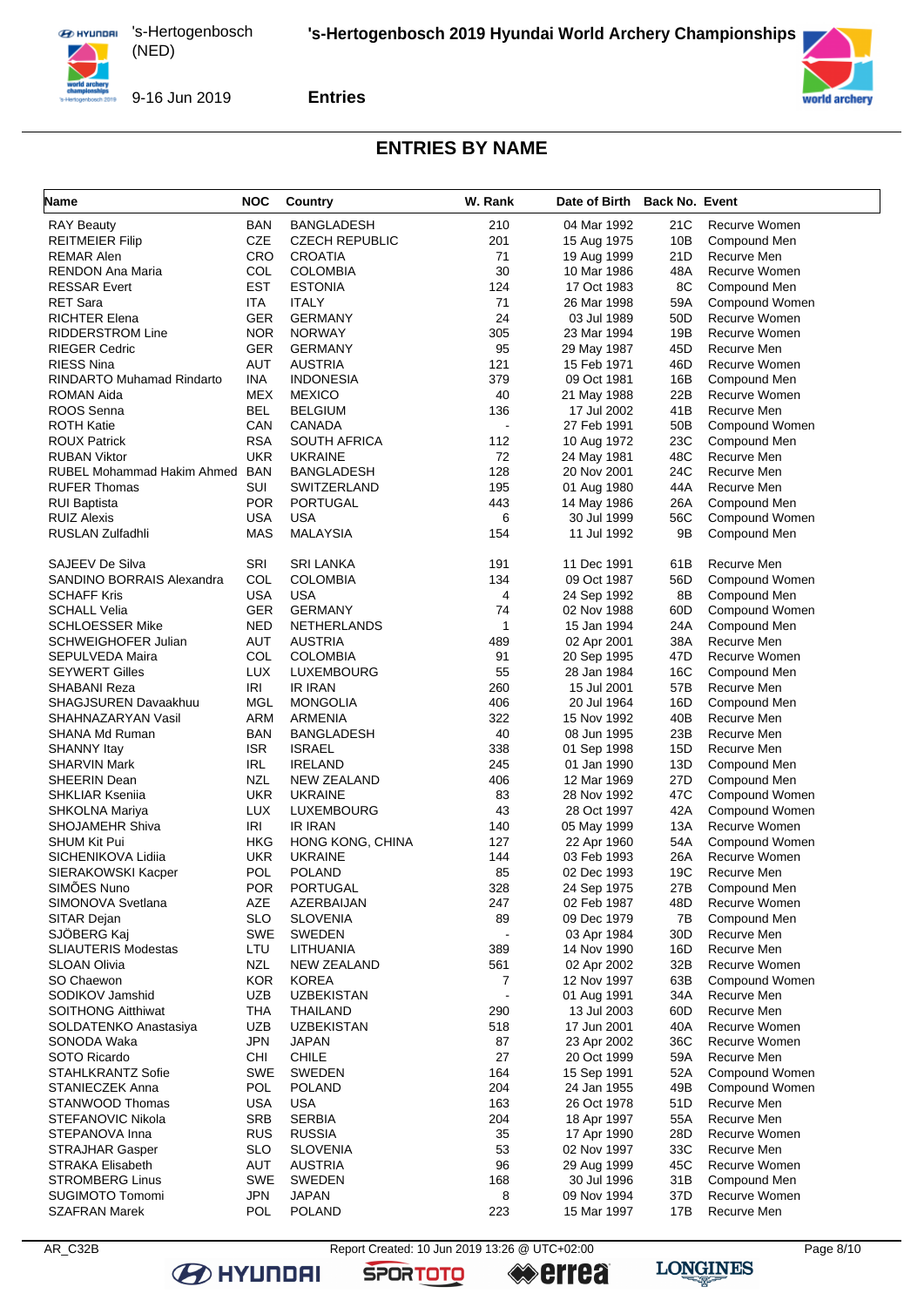# ENTRIES BY NAME

| Name | NOC | Country | W. Rank | Date of Birth | Back No. | Event |
|---|---|---|---|---|---|---|
| RAY Beauty | BAN | BANGLADESH | 210 | 04 Mar 1992 | 21C | Recurve Women |
| REITMEIER Filip | CZE | CZECH REPUBLIC | 201 | 15 Aug 1975 | 10B | Compound Men |
| REMAR Alen | CRO | CROATIA | 71 | 19 Aug 1999 | 21D | Recurve Men |
| RENDON Ana Maria | COL | COLOMBIA | 30 | 10 Mar 1986 | 48A | Recurve Women |
| RESSAR Evert | EST | ESTONIA | 124 | 17 Oct 1983 | 8C | Compound Men |
| RET Sara | ITA | ITALY | 71 | 26 Mar 1998 | 59A | Compound Women |
| RICHTER Elena | GER | GERMANY | 24 | 03 Jul 1989 | 50D | Recurve Women |
| RIDDERSTROM Line | NOR | NORWAY | 305 | 23 Mar 1994 | 19B | Recurve Women |
| RIEGER Cedric | GER | GERMANY | 95 | 29 May 1987 | 45D | Recurve Men |
| RIESS Nina | AUT | AUSTRIA | 121 | 15 Feb 1971 | 46D | Recurve Women |
| RINDARTO Muhamad Rindarto | INA | INDONESIA | 379 | 09 Oct 1981 | 16B | Compound Men |
| ROMAN Aida | MEX | MEXICO | 40 | 21 May 1988 | 22B | Recurve Women |
| ROOS Senna | BEL | BELGIUM | 136 | 17 Jul 2002 | 41B | Recurve Men |
| ROTH Katie | CAN | CANADA | - | 27 Feb 1991 | 50B | Compound Women |
| ROUX Patrick | RSA | SOUTH AFRICA | 112 | 10 Aug 1972 | 23C | Compound Men |
| RUBAN Viktor | UKR | UKRAINE | 72 | 24 May 1981 | 48C | Recurve Men |
| RUBEL Mohammad Hakim Ahmed | BAN | BANGLADESH | 128 | 20 Nov 2001 | 24C | Recurve Men |
| RUFER Thomas | SUI | SWITZERLAND | 195 | 01 Aug 1980 | 44A | Recurve Men |
| RUI Baptista | POR | PORTUGAL | 443 | 14 May 1986 | 26A | Compound Men |
| RUIZ Alexis | USA | USA | 6 | 30 Jul 1999 | 56C | Compound Women |
| RUSLAN Zulfadhli | MAS | MALAYSIA | 154 | 11 Jul 1992 | 9B | Compound Men |
| SAJEEV De Silva | SRI | SRI LANKA | 191 | 11 Dec 1991 | 61B | Recurve Men |
| SANDINO BORRAIS Alexandra | COL | COLOMBIA | 134 | 09 Oct 1987 | 56D | Compound Women |
| SCHAFF Kris | USA | USA | 4 | 24 Sep 1992 | 8B | Compound Men |
| SCHALL Velia | GER | GERMANY | 74 | 02 Nov 1988 | 60D | Compound Women |
| SCHLOESSER Mike | NED | NETHERLANDS | 1 | 15 Jan 1994 | 24A | Compound Men |
| SCHWEIGHOFER Julian | AUT | AUSTRIA | 489 | 02 Apr 2001 | 38A | Recurve Men |
| SEPULVEDA Maira | COL | COLOMBIA | 91 | 20 Sep 1995 | 47D | Recurve Women |
| SEYWERT Gilles | LUX | LUXEMBOURG | 55 | 28 Jan 1984 | 16C | Compound Men |
| SHABANI Reza | IRI | IR IRAN | 260 | 15 Jul 2001 | 57B | Recurve Men |
| SHAGJSUREN Davaakhuu | MGL | MONGOLIA | 406 | 20 Jul 1964 | 16D | Compound Men |
| SHAHNAZARYAN Vasil | ARM | ARMENIA | 322 | 15 Nov 1992 | 40B | Recurve Men |
| SHANA Md Ruman | BAN | BANGLADESH | 40 | 08 Jun 1995 | 23B | Recurve Men |
| SHANNY Itay | ISR | ISRAEL | 338 | 01 Sep 1998 | 15D | Recurve Men |
| SHARVIN Mark | IRL | IRELAND | 245 | 01 Jan 1990 | 13D | Compound Men |
| SHEERIN Dean | NZL | NEW ZEALAND | 406 | 12 Mar 1969 | 27D | Compound Men |
| SHKLIAR Kseniia | UKR | UKRAINE | 83 | 28 Nov 1992 | 47C | Compound Women |
| SHKOLNA Mariya | LUX | LUXEMBOURG | 43 | 28 Oct 1997 | 42A | Compound Women |
| SHOJAMEHR Shiva | IRI | IR IRAN | 140 | 05 May 1999 | 13A | Recurve Women |
| SHUM Kit Pui | HKG | HONG KONG, CHINA | 127 | 22 Apr 1960 | 54A | Compound Women |
| SICHENIKOVA Lidiia | UKR | UKRAINE | 144 | 03 Feb 1993 | 26A | Recurve Women |
| SIERAKOWSKI Kacper | POL | POLAND | 85 | 02 Dec 1993 | 19C | Recurve Men |
| SIMÕES Nuno | POR | PORTUGAL | 328 | 24 Sep 1975 | 27B | Compound Men |
| SIMONOVA Svetlana | AZE | AZERBAIJAN | 247 | 02 Feb 1987 | 48D | Recurve Women |
| SITAR Dejan | SLO | SLOVENIA | 89 | 09 Dec 1979 | 7B | Compound Men |
| SJÖBERG Kaj | SWE | SWEDEN | - | 03 Apr 1984 | 30D | Recurve Men |
| SLIAUTERIS Modestas | LTU | LITHUANIA | 389 | 14 Nov 1990 | 16D | Recurve Men |
| SLOAN Olivia | NZL | NEW ZEALAND | 561 | 02 Apr 2002 | 32B | Recurve Women |
| SO Chaewon | KOR | KOREA | 7 | 12 Nov 1997 | 63B | Compound Women |
| SODIKOV Jamshid | UZB | UZBEKISTAN | - | 01 Aug 1991 | 34A | Recurve Men |
| SOITHONG Aitthiwat | THA | THAILAND | 290 | 13 Jul 2003 | 60D | Recurve Men |
| SOLDATENKO Anastasiya | UZB | UZBEKISTAN | 518 | 17 Jun 2001 | 40A | Recurve Women |
| SONODA Waka | JPN | JAPAN | 87 | 23 Apr 2002 | 36C | Recurve Women |
| SOTO Ricardo | CHI | CHILE | 27 | 20 Oct 1999 | 59A | Recurve Men |
| STAHLKRANTZ Sofie | SWE | SWEDEN | 164 | 15 Sep 1991 | 52A | Compound Women |
| STANIECZEK Anna | POL | POLAND | 204 | 24 Jan 1955 | 49B | Compound Women |
| STANWOOD Thomas | USA | USA | 163 | 26 Oct 1978 | 51D | Recurve Men |
| STEFANOVIC Nikola | SRB | SERBIA | 204 | 18 Apr 1997 | 55A | Recurve Men |
| STEPANOVA Inna | RUS | RUSSIA | 35 | 17 Apr 1990 | 28D | Recurve Women |
| STRAJHAR Gasper | SLO | SLOVENIA | 53 | 02 Nov 1997 | 33C | Recurve Men |
| STRAKA Elisabeth | AUT | AUSTRIA | 96 | 29 Aug 1999 | 45C | Recurve Women |
| STROMBERG Linus | SWE | SWEDEN | 168 | 30 Jul 1996 | 31B | Compound Men |
| SUGIMOTO Tomomi | JPN | JAPAN | 8 | 09 Nov 1994 | 37D | Recurve Women |
| SZAFRAN Marek | POL | POLAND | 223 | 15 Mar 1997 | 17B | Recurve Men |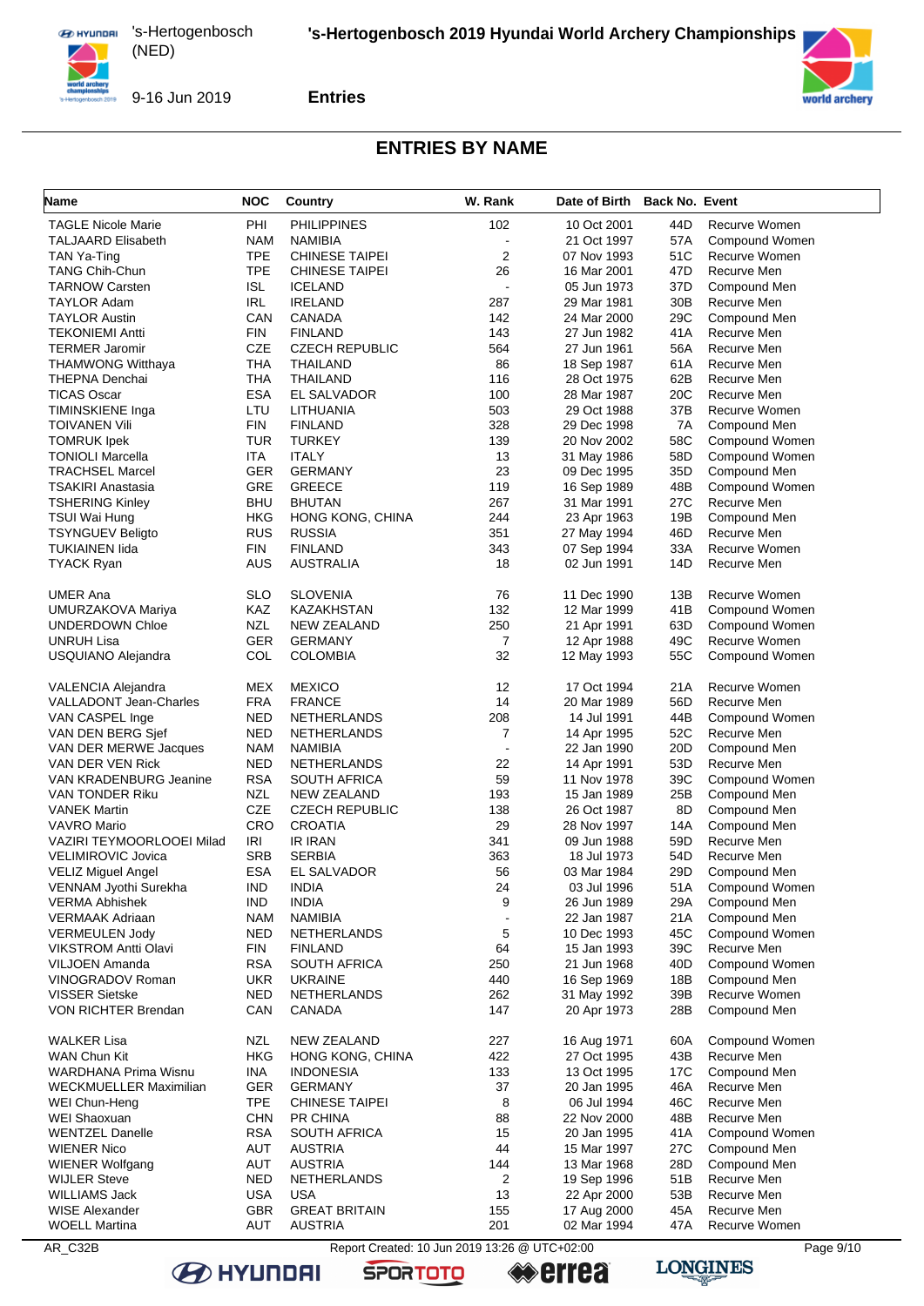## ENTRIES BY NAME

| Name | NOC | Country | W. Rank | Date of Birth | Back No. | Event |
|---|---|---|---|---|---|---|
| TAGLE Nicole Marie | PHI | PHILIPPINES | 102 | 10 Oct 2001 | 44D | Recurve Women |
| TALJAARD Elisabeth | NAM | NAMIBIA | - | 21 Oct 1997 | 57A | Compound Women |
| TAN Ya-Ting | TPE | CHINESE TAIPEI | 2 | 07 Nov 1993 | 51C | Recurve Women |
| TANG Chih-Chun | TPE | CHINESE TAIPEI | 26 | 16 Mar 2001 | 47D | Recurve Men |
| TARNOW Carsten | ISL | ICELAND | - | 05 Jun 1973 | 37D | Compound Men |
| TAYLOR Adam | IRL | IRELAND | 287 | 29 Mar 1981 | 30B | Recurve Men |
| TAYLOR Austin | CAN | CANADA | 142 | 24 Mar 2000 | 29C | Compound Men |
| TEKONIEMI Antti | FIN | FINLAND | 143 | 27 Jun 1982 | 41A | Recurve Men |
| TERMER Jaromir | CZE | CZECH REPUBLIC | 564 | 27 Jun 1961 | 56A | Recurve Men |
| THAMWONG Witthaya | THA | THAILAND | 86 | 18 Sep 1987 | 61A | Recurve Men |
| THEPNA Denchai | THA | THAILAND | 116 | 28 Oct 1975 | 62B | Recurve Men |
| TICAS Oscar | ESA | EL SALVADOR | 100 | 28 Mar 1987 | 20C | Recurve Men |
| TIMINSKIENE Inga | LTU | LITHUANIA | 503 | 29 Oct 1988 | 37B | Recurve Women |
| TOIVANEN Vili | FIN | FINLAND | 328 | 29 Dec 1998 | 7A | Compound Men |
| TOMRUK Ipek | TUR | TURKEY | 139 | 20 Nov 2002 | 58C | Compound Women |
| TONIOLI Marcella | ITA | ITALY | 13 | 31 May 1986 | 58D | Compound Women |
| TRACHSEL Marcel | GER | GERMANY | 23 | 09 Dec 1995 | 35D | Compound Men |
| TSAKIRI Anastasia | GRE | GREECE | 119 | 16 Sep 1989 | 48B | Compound Women |
| TSHERING Kinley | BHU | BHUTAN | 267 | 31 Mar 1991 | 27C | Recurve Men |
| TSUI Wai Hung | HKG | HONG KONG, CHINA | 244 | 23 Apr 1963 | 19B | Compound Men |
| TSYNGUEV Beligto | RUS | RUSSIA | 351 | 27 May 1994 | 46D | Recurve Men |
| TUKIAINEN Iida | FIN | FINLAND | 343 | 07 Sep 1994 | 33A | Recurve Women |
| TYACK Ryan | AUS | AUSTRALIA | 18 | 02 Jun 1991 | 14D | Recurve Men |
| UMER Ana | SLO | SLOVENIA | 76 | 11 Dec 1990 | 13B | Recurve Women |
| UMURZAKOVA Mariya | KAZ | KAZAKHSTAN | 132 | 12 Mar 1999 | 41B | Compound Women |
| UNDERDOWN Chloe | NZL | NEW ZEALAND | 250 | 21 Apr 1991 | 63D | Compound Women |
| UNRUH Lisa | GER | GERMANY | 7 | 12 Apr 1988 | 49C | Recurve Women |
| USQUIANO Alejandra | COL | COLOMBIA | 32 | 12 May 1993 | 55C | Compound Women |
| VALENCIA Alejandra | MEX | MEXICO | 12 | 17 Oct 1994 | 21A | Recurve Women |
| VALLADONT Jean-Charles | FRA | FRANCE | 14 | 20 Mar 1989 | 56D | Recurve Men |
| VAN CASPEL Inge | NED | NETHERLANDS | 208 | 14 Jul 1991 | 44B | Compound Women |
| VAN DEN BERG Sjef | NED | NETHERLANDS | 7 | 14 Apr 1995 | 52C | Recurve Men |
| VAN DER MERWE Jacques | NAM | NAMIBIA | - | 22 Jan 1990 | 20D | Compound Men |
| VAN DER VEN Rick | NED | NETHERLANDS | 22 | 14 Apr 1991 | 53D | Recurve Men |
| VAN KRADENBURG Jeanine | RSA | SOUTH AFRICA | 59 | 11 Nov 1978 | 39C | Compound Women |
| VAN TONDER Riku | NZL | NEW ZEALAND | 193 | 15 Jan 1989 | 25B | Compound Men |
| VANEK Martin | CZE | CZECH REPUBLIC | 138 | 26 Oct 1987 | 8D | Compound Men |
| VAVRO Mario | CRO | CROATIA | 29 | 28 Nov 1997 | 14A | Compound Men |
| VAZIRI TEYMOORLOOEI Milad | IRI | IR IRAN | 341 | 09 Jun 1988 | 59D | Recurve Men |
| VELIMIROVIC Jovica | SRB | SERBIA | 363 | 18 Jul 1973 | 54D | Recurve Men |
| VELIZ Miguel Angel | ESA | EL SALVADOR | 56 | 03 Mar 1984 | 29D | Compound Men |
| VENNAM Jyothi Surekha | IND | INDIA | 24 | 03 Jul 1996 | 51A | Compound Women |
| VERMA Abhishek | IND | INDIA | 9 | 26 Jun 1989 | 29A | Compound Men |
| VERMAAK Adriaan | NAM | NAMIBIA | - | 22 Jan 1987 | 21A | Compound Men |
| VERMEULEN Jody | NED | NETHERLANDS | 5 | 10 Dec 1993 | 45C | Compound Women |
| VIKSTROM Antti Olavi | FIN | FINLAND | 64 | 15 Jan 1993 | 39C | Recurve Men |
| VILJOEN Amanda | RSA | SOUTH AFRICA | 250 | 21 Jun 1968 | 40D | Compound Women |
| VINOGRADOV Roman | UKR | UKRAINE | 440 | 16 Sep 1969 | 18B | Compound Men |
| VISSER Sietske | NED | NETHERLANDS | 262 | 31 May 1992 | 39B | Recurve Women |
| VON RICHTER Brendan | CAN | CANADA | 147 | 20 Apr 1973 | 28B | Compound Men |
| WALKER Lisa | NZL | NEW ZEALAND | 227 | 16 Aug 1971 | 60A | Compound Women |
| WAN Chun Kit | HKG | HONG KONG, CHINA | 422 | 27 Oct 1995 | 43B | Recurve Men |
| WARDHANA Prima Wisnu | INA | INDONESIA | 133 | 13 Oct 1995 | 17C | Compound Men |
| WECKMUELLER Maximilian | GER | GERMANY | 37 | 20 Jan 1995 | 46A | Recurve Men |
| WEI Chun-Heng | TPE | CHINESE TAIPEI | 8 | 06 Jul 1994 | 46C | Recurve Men |
| WEI Shaoxuan | CHN | PR CHINA | 88 | 22 Nov 2000 | 48B | Recurve Men |
| WENTZEL Danelle | RSA | SOUTH AFRICA | 15 | 20 Jan 1995 | 41A | Compound Women |
| WIENER Nico | AUT | AUSTRIA | 44 | 15 Mar 1997 | 27C | Compound Men |
| WIENER Wolfgang | AUT | AUSTRIA | 144 | 13 Mar 1968 | 28D | Compound Men |
| WIJLER Steve | NED | NETHERLANDS | 2 | 19 Sep 1996 | 51B | Recurve Men |
| WILLIAMS Jack | USA | USA | 13 | 22 Apr 2000 | 53B | Recurve Men |
| WISE Alexander | GBR | GREAT BRITAIN | 155 | 17 Aug 2000 | 45A | Recurve Men |
| WOELL Martina | AUT | AUSTRIA | 201 | 02 Mar 1994 | 47A | Recurve Women |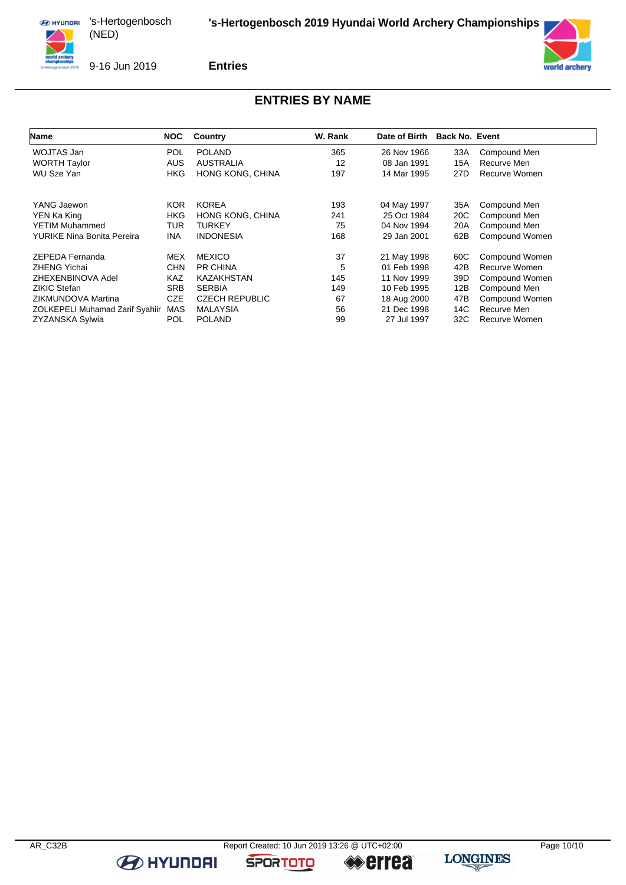## ENTRIES BY NAME

| Name | NOC | Country | W. Rank | Date of Birth | Back No. | Event |
|---|---|---|---|---|---|---|
| WOJTAS Jan | POL | POLAND | 365 | 26 Nov 1966 | 33A | Compound Men |
| WORTH Taylor | AUS | AUSTRALIA | 12 | 08 Jan 1991 | 15A | Recurve Men |
| WU Sze Yan | HKG | HONG KONG, CHINA | 197 | 14 Mar 1995 | 27D | Recurve Women |
| YANG Jaewon | KOR | KOREA | 193 | 04 May 1997 | 35A | Compound Men |
| YEN Ka King | HKG | HONG KONG, CHINA | 241 | 25 Oct 1984 | 20C | Compound Men |
| YETIM Muhammed | TUR | TURKEY | 75 | 04 Nov 1994 | 20A | Compound Men |
| YURIKE Nina Bonita Pereira | INA | INDONESIA | 168 | 29 Jan 2001 | 62B | Compound Women |
| ZEPEDA Fernanda | MEX | MEXICO | 37 | 21 May 1998 | 60C | Compound Women |
| ZHENG Yichai | CHN | PR CHINA | 5 | 01 Feb 1998 | 42B | Recurve Women |
| ZHEXENBINOVA Adel | KAZ | KAZAKHSTAN | 145 | 11 Nov 1999 | 39D | Compound Women |
| ZIKIC Stefan | SRB | SERBIA | 149 | 10 Feb 1995 | 12B | Compound Men |
| ZIKMUNDOVA Martina | CZE | CZECH REPUBLIC | 67 | 18 Aug 2000 | 47B | Compound Women |
| ZOLKEPELI Muhamad Zarif Syahiir | MAS | MALAYSIA | 56 | 21 Dec 1998 | 14C | Recurve Men |
| ZYZANSKA Sylwia | POL | POLAND | 99 | 27 Jul 1997 | 32C | Recurve Women |